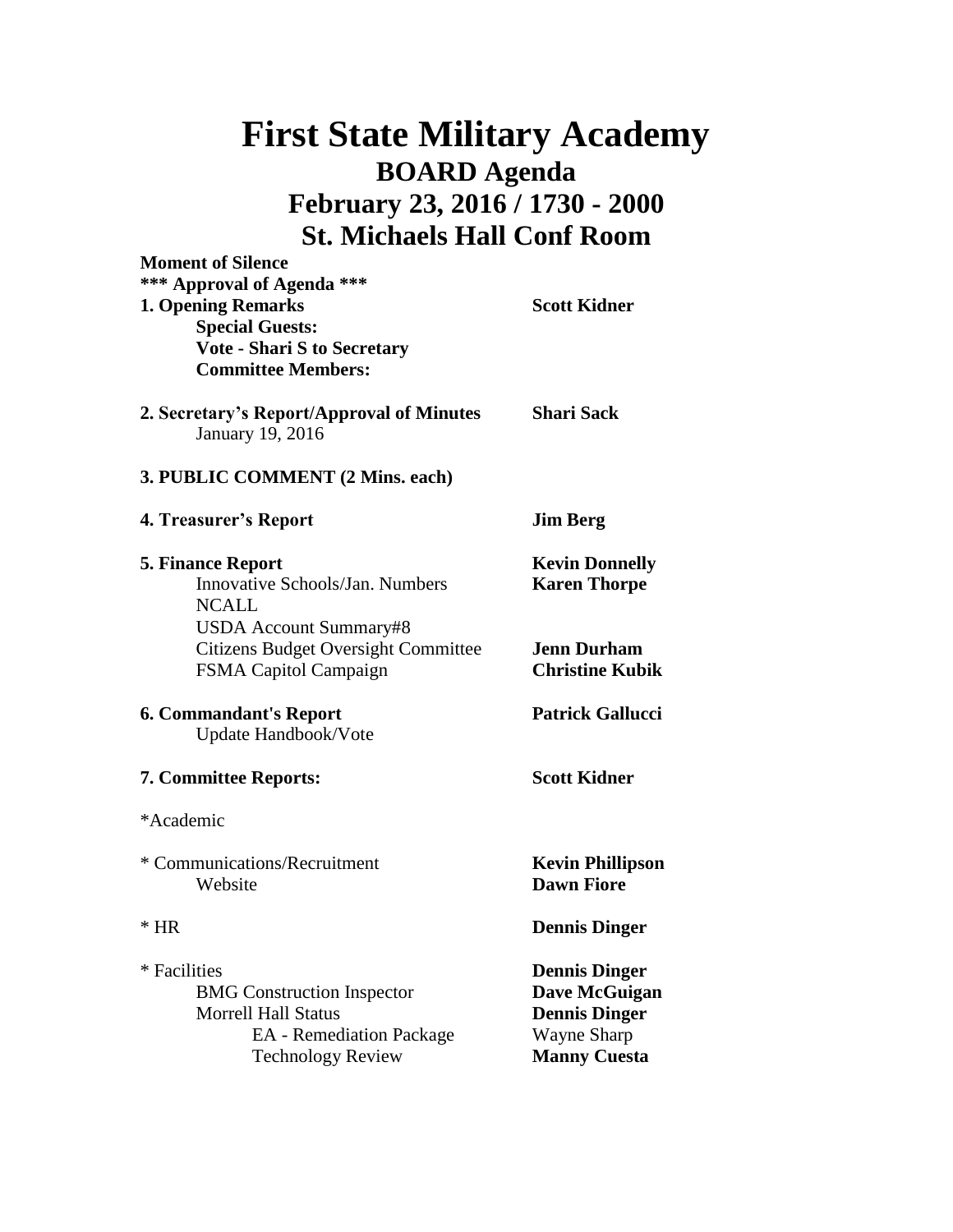# First State Military Academy

## BOARD Agenda

## February 23, 2016 / 1730 - 2000

## St. Michaels Hall Conf Room

**Moment of Silence**

**\*\*\* Approval of Agenda \*\*\***

| | |
|---|---|
| **1. Opening Remarks** | **Scott Kidner** |
| **Special Guests:** | |
| **Vote - Shari S to Secretary** | |
| **Committee Members:** | |
| | |
| **2. Secretary's Report/Approval of Minutes** | **Shari Sack** |
| January 19, 2016 | |
| | |
| **3. PUBLIC COMMENT (2 Mins. each)** | |
| | |
| **4. Treasurer's Report** | **Jim Berg** |
| | |
| **5. Finance Report** | **Kevin Donnelly** |
| Innovative Schools/Jan. Numbers | **Karen Thorpe** |
| NCALL | |
| USDA Account Summary#8 | |
| Citizens Budget Oversight Committee | **Jenn Durham** |
| FSMA Capitol Campaign | **Christine Kubik** |
| | |
| **6. Commandant's Report** | **Patrick Gallucci** |
| Update Handbook/Vote | |
| | |
| **7. Committee Reports:** | **Scott Kidner** |
| | |
| *Academic | |
| | |
| * Communications/Recruitment | **Kevin Phillipson** |
| Website | **Dawn Fiore** |
| | |
| * HR | **Dennis Dinger** |
| | |
| * Facilities | **Dennis Dinger** |
| BMG Construction Inspector | **Dave McGuigan** |
| Morrell Hall Status | **Dennis Dinger** |
| EA - Remediation Package | Wayne Sharp |
| Technology Review | **Manny Cuesta** |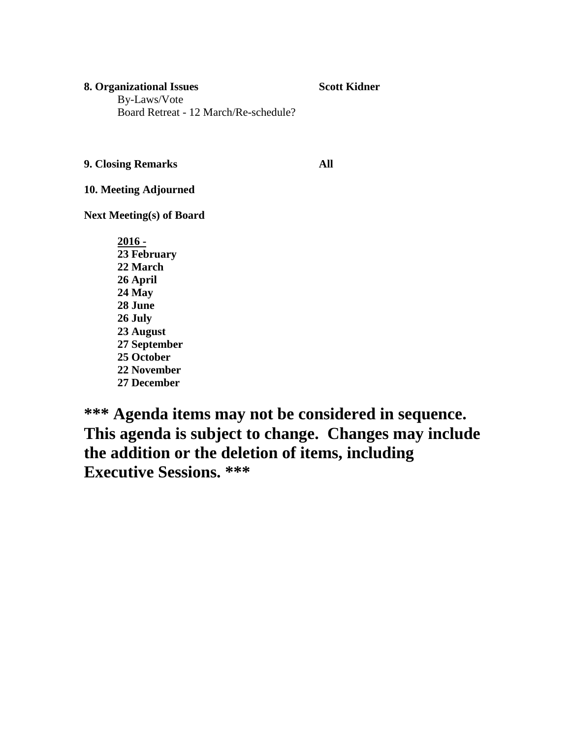**8. Organizational Issues** **Scott Kidner**

By-Laws/Vote
Board Retreat - 12 March/Re-schedule?

**9. Closing Remarks** **All**

**10. Meeting Adjourned**

**Next Meeting(s) of Board**

**2016 -**
**23 February**
**22 March**
**26 April**
**24 May**
**28 June**
**26 July**
**23 August**
**27 September**
**25 October**
**22 November**
**27 December**

**\*\*\* Agenda items may not be considered in sequence. This agenda is subject to change. Changes may include the addition or the deletion of items, including Executive Sessions. \*\*\***